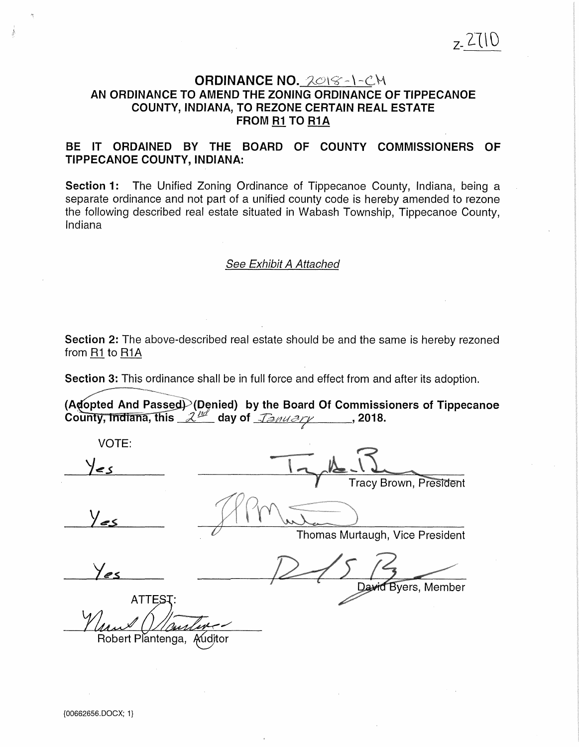Z-2710

# ORDINANCE NO. 2018-1-CM

## AN ORDINANCE TO AMEND THE ZONING ORDINANCE OF TIPPECANOE COUNTY, INDIANA, TO REZONE CERTAIN REAL ESTATE FROM R1 TO R1A

**BE IT ORDAINED BY THE BOARD OF COUNTY COMMISSIONERS OF TIPPECANOE COUNTY, INDIANA:**

**Section 1:** The Unified Zoning Ordinance of Tippecanoe County, Indiana, being a separate ordinance and not part of a unified county code is hereby amended to rezone the following described real estate situated in Wabash Township, Tippecanoe County, Indiana

*See Exhibit A Attached*

**Section 2:** The above-described real estate should be and the same is hereby rezoned from R1 to R1A

**Section 3:** This ordinance shall be in full force and effect from and after its adoption.

**(Adopted And Passed) (Denied) by the Board Of Commissioners of Tippecanoe County, Indiana, this 2nd day of January, 2018.**

VOTE:

| Vote | Signature |
|---|---|
| Yes | Tracy Brown, President |
| Yes | Thomas Murtaugh, Vice President |
| Yes | David Byers, Member |

ATTEST:

Robert Plantenga, Auditor

{00662656.DOCX; 1}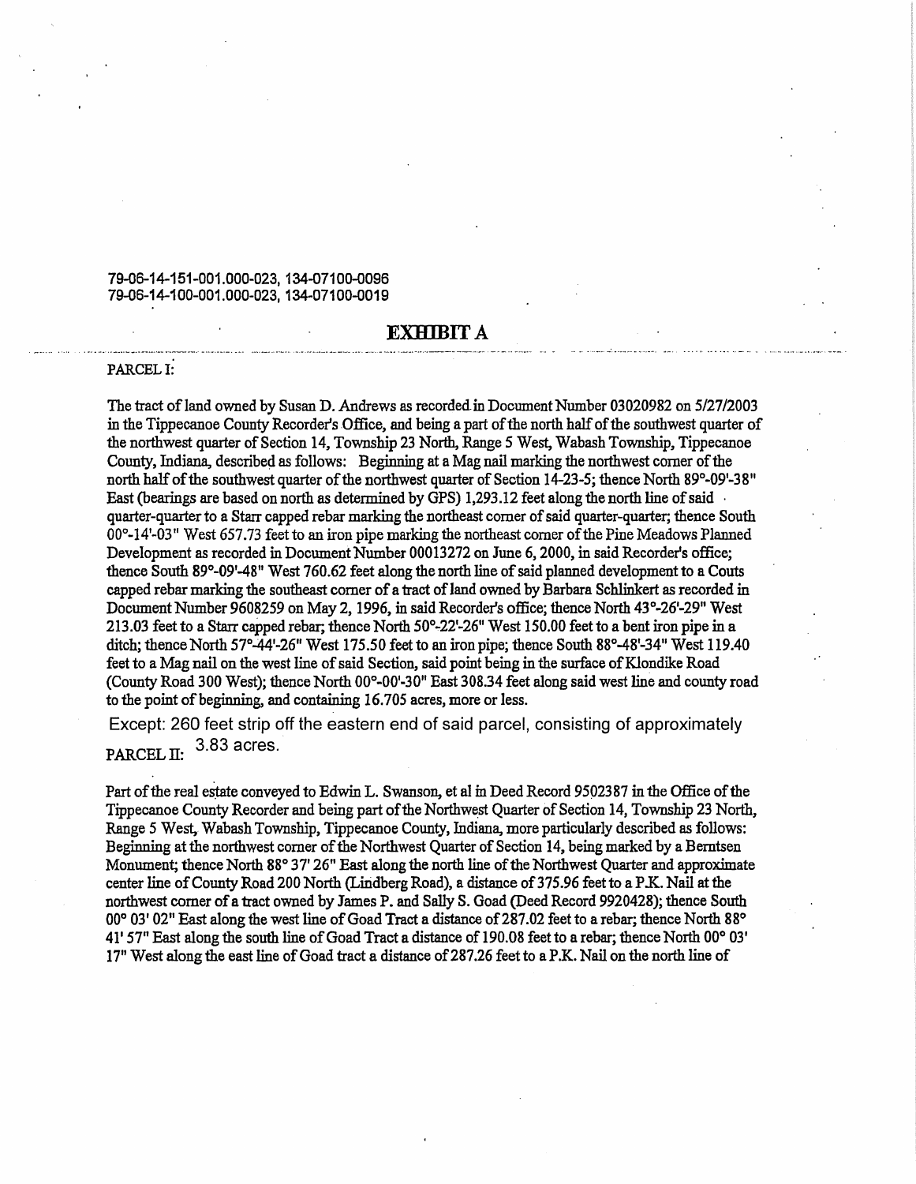79-06-14-151-001.000-023, 134-07100-0096
79-06-14-100-001.000-023, 134-07100-0019

# EXHIBIT A

PARCEL I:

The tract of land owned by Susan D. Andrews as recorded in Document Number 03020982 on 5/27/2003 in the Tippecanoe County Recorder's Office, and being a part of the north half of the southwest quarter of the northwest quarter of Section 14, Township 23 North, Range 5 West, Wabash Township, Tippecanoe County, Indiana, described as follows: Beginning at a Mag nail marking the northwest corner of the north half of the southwest quarter of the northwest quarter of Section 14-23-5; thence North 89°-09'-38" East (bearings are based on north as determined by GPS) 1,293.12 feet along the north line of said quarter-quarter to a Starr capped rebar marking the northeast corner of said quarter-quarter; thence South 00°-14'-03" West 657.73 feet to an iron pipe marking the northeast corner of the Pine Meadows Planned Development as recorded in Document Number 00013272 on June 6, 2000, in said Recorder's office; thence South 89°-09'-48" West 760.62 feet along the north line of said planned development to a Couts capped rebar marking the southeast corner of a tract of land owned by Barbara Schlinkert as recorded in Document Number 9608259 on May 2, 1996, in said Recorder's office; thence North 43°-26'-29" West 213.03 feet to a Starr capped rebar; thence North 50°-22'-26" West 150.00 feet to a bent iron pipe in a ditch; thence North 57°-44'-26" West 175.50 feet to an iron pipe; thence South 88°-48'-34" West 119.40 feet to a Mag nail on the west line of said Section, said point being in the surface of Klondike Road (County Road 300 West); thence North 00°-00'-30" East 308.34 feet along said west line and county road to the point of beginning, and containing 16.705 acres, more or less.

Except: 260 feet strip off the eastern end of said parcel, consisting of approximately 3.83 acres.

PARCEL II:

Part of the real estate conveyed to Edwin L. Swanson, et al in Deed Record 9502387 in the Office of the Tippecanoe County Recorder and being part of the Northwest Quarter of Section 14, Township 23 North, Range 5 West, Wabash Township, Tippecanoe County, Indiana, more particularly described as follows: Beginning at the northwest corner of the Northwest Quarter of Section 14, being marked by a Berntsen Monument; thence North 88° 37' 26" East along the north line of the Northwest Quarter and approximate center line of County Road 200 North (Lindberg Road), a distance of 375.96 feet to a P.K. Nail at the northwest corner of a tract owned by James P. and Sally S. Goad (Deed Record 9920428); thence South 00° 03' 02" East along the west line of Goad Tract a distance of 287.02 feet to a rebar; thence North 88° 41' 57" East along the south line of Goad Tract a distance of 190.08 feet to a rebar; thence North 00° 03' 17" West along the east line of Goad tract a distance of 287.26 feet to a P.K. Nail on the north line of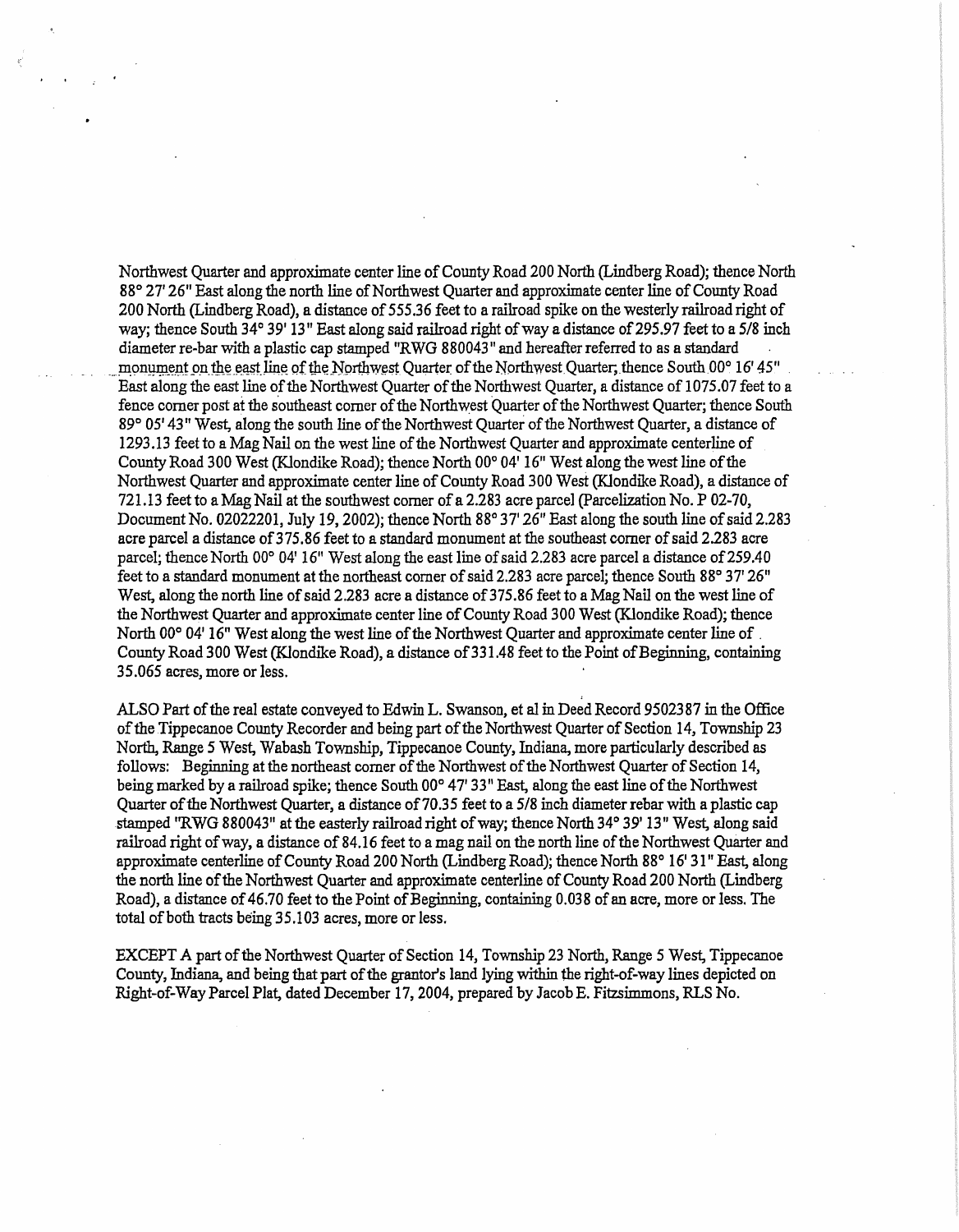Northwest Quarter and approximate center line of County Road 200 North (Lindberg Road); thence North 88° 27' 26" East along the north line of Northwest Quarter and approximate center line of County Road 200 North (Lindberg Road), a distance of 555.36 feet to a railroad spike on the westerly railroad right of way; thence South 34° 39' 13" East along said railroad right of way a distance of 295.97 feet to a 5/8 inch diameter re-bar with a plastic cap stamped "RWG 880043" and hereafter referred to as a standard monument on the east line of the Northwest Quarter of the Northwest Quarter; thence South 00° 16' 45" East along the east line of the Northwest Quarter of the Northwest Quarter, a distance of 1075.07 feet to a fence corner post at the southeast corner of the Northwest Quarter of the Northwest Quarter; thence South 89° 05' 43" West, along the south line of the Northwest Quarter of the Northwest Quarter, a distance of 1293.13 feet to a Mag Nail on the west line of the Northwest Quarter and approximate centerline of County Road 300 West (Klondike Road); thence North 00° 04' 16" West along the west line of the Northwest Quarter and approximate center line of County Road 300 West (Klondike Road), a distance of 721.13 feet to a Mag Nail at the southwest corner of a 2.283 acre parcel (Parcelization No. P 02-70, Document No. 02022201, July 19, 2002); thence North 88° 37' 26" East along the south line of said 2.283 acre parcel a distance of 375.86 feet to a standard monument at the southeast corner of said 2.283 acre parcel; thence North 00° 04' 16" West along the east line of said 2.283 acre parcel a distance of 259.40 feet to a standard monument at the northeast corner of said 2.283 acre parcel; thence South 88° 37' 26" West, along the north line of said 2.283 acre a distance of 375.86 feet to a Mag Nail on the west line of the Northwest Quarter and approximate center line of County Road 300 West (Klondike Road); thence North 00° 04' 16" West along the west line of the Northwest Quarter and approximate center line of County Road 300 West (Klondike Road), a distance of 331.48 feet to the Point of Beginning, containing 35.065 acres, more or less.

ALSO Part of the real estate conveyed to Edwin L. Swanson, et al in Deed Record 9502387 in the Office of the Tippecanoe County Recorder and being part of the Northwest Quarter of Section 14, Township 23 North, Range 5 West, Wabash Township, Tippecanoe County, Indiana, more particularly described as follows: Beginning at the northeast corner of the Northwest Quarter of the Northwest Quarter of Section 14, being marked by a railroad spike; thence South 00° 47' 33" East, along the east line of the Northwest Quarter of the Northwest Quarter, a distance of 70.35 feet to a 5/8 inch diameter rebar with a plastic cap stamped "RWG 880043" at the easterly railroad right of way; thence North 34° 39' 13" West, along said railroad right of way, a distance of 84.16 feet to a mag nail on the north line of the Northwest Quarter and approximate centerline of County Road 200 North (Lindberg Road); thence North 88° 16' 31" East, along the north line of the Northwest Quarter and approximate centerline of County Road 200 North (Lindberg Road), a distance of 46.70 feet to the Point of Beginning, containing 0.038 of an acre, more or less. The total of both tracts being 35.103 acres, more or less.

EXCEPT A part of the Northwest Quarter of Section 14, Township 23 North, Range 5 West, Tippecanoe County, Indiana, and being that part of the grantor's land lying within the right-of-way lines depicted on Right-of-Way Parcel Plat, dated December 17, 2004, prepared by Jacob E. Fitzsimmons, RLS No.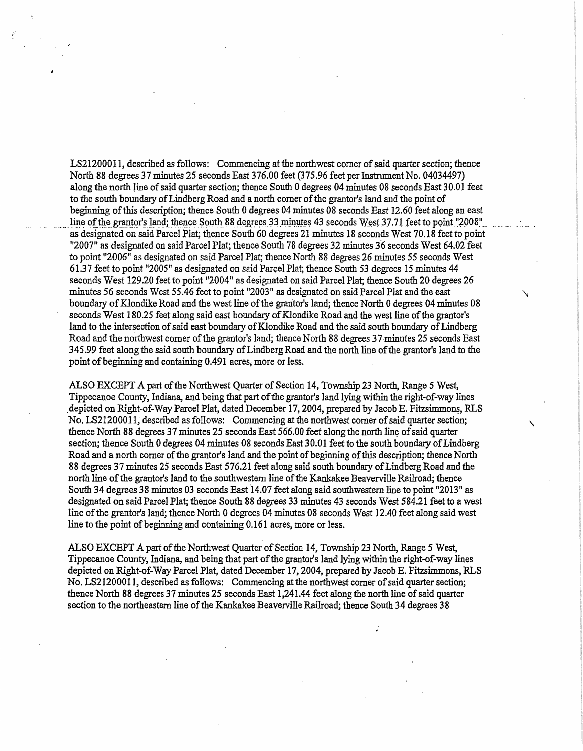LS21200011, described as follows: Commencing at the northwest corner of said quarter section; thence North 88 degrees 37 minutes 25 seconds East 376.00 feet (375.96 feet per Instrument No. 04034497) along the north line of said quarter section; thence South 0 degrees 04 minutes 08 seconds East 30.01 feet to the south boundary of Lindberg Road and a north corner of the grantor's land and the point of beginning of this description; thence South 0 degrees 04 minutes 08 seconds East 12.60 feet along an east line of the grantor's land; thence South 88 degrees 33 minutes 43 seconds West 37.71 feet to point "2008" as designated on said Parcel Plat; thence South 60 degrees 21 minutes 18 seconds West 70.18 feet to point "2007" as designated on said Parcel Plat; thence South 78 degrees 32 minutes 36 seconds West 64.02 feet to point "2006" as designated on said Parcel Plat; thence North 88 degrees 26 minutes 55 seconds West 61.37 feet to point "2005" as designated on said Parcel Plat; thence South 53 degrees 15 minutes 44 seconds West 129.20 feet to point "2004" as designated on said Parcel Plat; thence South 20 degrees 26 minutes 56 seconds West 55.46 feet to point "2003" as designated on said Parcel Plat and the east boundary of Klondike Road and the west line of the grantor's land; thence North 0 degrees 04 minutes 08 seconds West 180.25 feet along said east boundary of Klondike Road and the west line of the grantor's land to the intersection of said east boundary of Klondike Road and the said south boundary of Lindberg Road and the northwest corner of the grantor's land; thence North 88 degrees 37 minutes 25 seconds East 345.99 feet along the said south boundary of Lindberg Road and the north line of the grantor's land to the point of beginning and containing 0.491 acres, more or less.

ALSO EXCEPT A part of the Northwest Quarter of Section 14, Township 23 North, Range 5 West, Tippecanoe County, Indiana, and being that part of the grantor's land lying within the right-of-way lines depicted on Right-of-Way Parcel Plat, dated December 17, 2004, prepared by Jacob E. Fitzsimmons, RLS No. LS21200011, described as follows: Commencing at the northwest corner of said quarter section; thence North 88 degrees 37 minutes 25 seconds East 566.00 feet along the north line of said quarter section; thence South 0 degrees 04 minutes 08 seconds East 30.01 feet to the south boundary of Lindberg Road and a north corner of the grantor's land and the point of beginning of this description; thence North 88 degrees 37 minutes 25 seconds East 576.21 feet along said south boundary of Lindberg Road and the north line of the grantor's land to the southwestern line of the Kankakee Beaverville Railroad; thence South 34 degrees 38 minutes 03 seconds East 14.07 feet along said southwestern line to point "2013" as designated on said Parcel Plat; thence South 88 degrees 33 minutes 43 seconds West 584.21 feet to a west line of the grantor's land; thence North 0 degrees 04 minutes 08 seconds West 12.40 feet along said west line to the point of beginning and containing 0.161 acres, more or less.

ALSO EXCEPT A part of the Northwest Quarter of Section 14, Township 23 North, Range 5 West, Tippecanoe County, Indiana, and being that part of the grantor's land lying within the right-of-way lines depicted on Right-of-Way Parcel Plat, dated December 17, 2004, prepared by Jacob E. Fitzsimmons, RLS No. LS21200011, described as follows: Commencing at the northwest corner of said quarter section; thence North 88 degrees 37 minutes 25 seconds East 1,241.44 feet along the north line of said quarter section to the northeastern line of the Kankakee Beaverville Railroad; thence South 34 degrees 38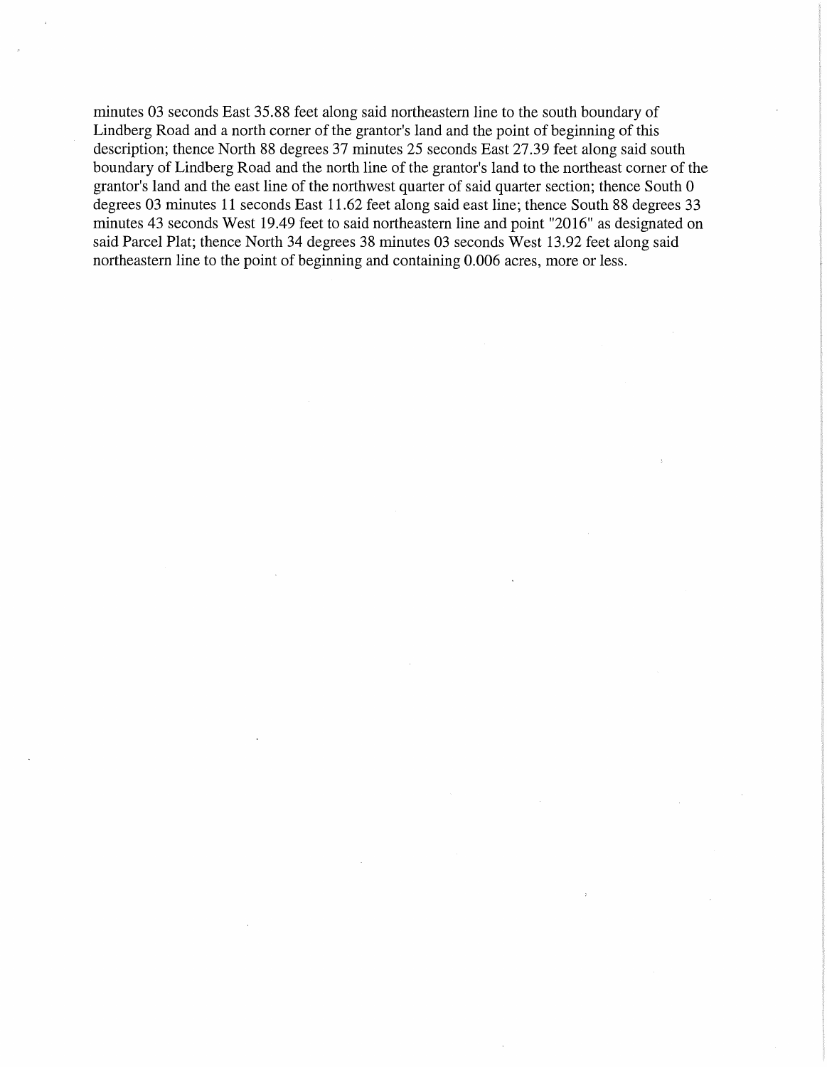minutes 03 seconds East 35.88 feet along said northeastern line to the south boundary of Lindberg Road and a north corner of the grantor's land and the point of beginning of this description; thence North 88 degrees 37 minutes 25 seconds East 27.39 feet along said south boundary of Lindberg Road and the north line of the grantor's land to the northeast corner of the grantor's land and the east line of the northwest quarter of said quarter section; thence South 0 degrees 03 minutes 11 seconds East 11.62 feet along said east line; thence South 88 degrees 33 minutes 43 seconds West 19.49 feet to said northeastern line and point "2016" as designated on said Parcel Plat; thence North 34 degrees 38 minutes 03 seconds West 13.92 feet along said northeastern line to the point of beginning and containing 0.006 acres, more or less.